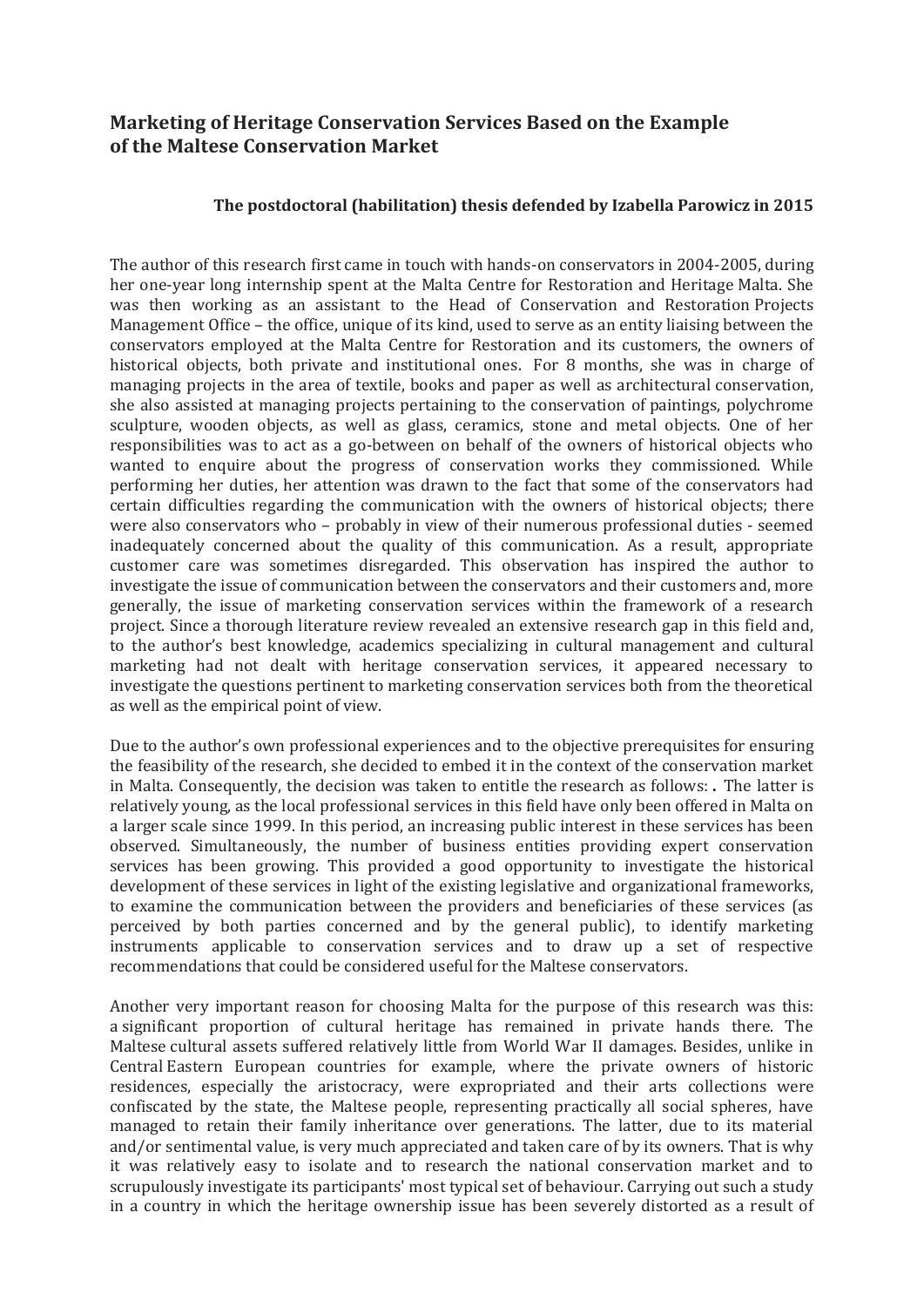## Marketing of Heritage Conservation Services Based on the Example of the Maltese Conservation Market

**The postdoctoral (habilitation) thesis defended by Izabella Parowicz in 2015**

The author of this research first came in touch with hands-on conservators in 2004-2005, during her one-year long internship spent at the Malta Centre for Restoration and Heritage Malta. She was then working as an assistant to the Head of Conservation and Restoration Projects Management Office – the office, unique of its kind, used to serve as an entity liaising between the conservators employed at the Malta Centre for Restoration and its customers, the owners of historical objects, both private and institutional ones. For 8 months, she was in charge of managing projects in the area of textile, books and paper as well as architectural conservation, she also assisted at managing projects pertaining to the conservation of paintings, polychrome sculpture, wooden objects, as well as glass, ceramics, stone and metal objects. One of her responsibilities was to act as a go-between on behalf of the owners of historical objects who wanted to enquire about the progress of conservation works they commissioned. While performing her duties, her attention was drawn to the fact that some of the conservators had certain difficulties regarding the communication with the owners of historical objects; there were also conservators who – probably in view of their numerous professional duties - seemed inadequately concerned about the quality of this communication. As a result, appropriate customer care was sometimes disregarded. This observation has inspired the author to investigate the issue of communication between the conservators and their customers and, more generally, the issue of marketing conservation services within the framework of a research project. Since a thorough literature review revealed an extensive research gap in this field and, to the author's best knowledge, academics specializing in cultural management and cultural marketing had not dealt with heritage conservation services, it appeared necessary to investigate the questions pertinent to marketing conservation services both from the theoretical as well as the empirical point of view.

Due to the author's own professional experiences and to the objective prerequisites for ensuring the feasibility of the research, she decided to embed it in the context of the conservation market in Malta. Consequently, the decision was taken to entitle the research as follows: **.** The latter is relatively young, as the local professional services in this field have only been offered in Malta on a larger scale since 1999. In this period, an increasing public interest in these services has been observed. Simultaneously, the number of business entities providing expert conservation services has been growing. This provided a good opportunity to investigate the historical development of these services in light of the existing legislative and organizational frameworks, to examine the communication between the providers and beneficiaries of these services (as perceived by both parties concerned and by the general public), to identify marketing instruments applicable to conservation services and to draw up a set of respective recommendations that could be considered useful for the Maltese conservators.

Another very important reason for choosing Malta for the purpose of this research was this: a significant proportion of cultural heritage has remained in private hands there. The Maltese cultural assets suffered relatively little from World War II damages. Besides, unlike in Central Eastern European countries for example, where the private owners of historic residences, especially the aristocracy, were expropriated and their arts collections were confiscated by the state, the Maltese people, representing practically all social spheres, have managed to retain their family inheritance over generations. The latter, due to its material and/or sentimental value, is very much appreciated and taken care of by its owners. That is why it was relatively easy to isolate and to research the national conservation market and to scrupulously investigate its participants' most typical set of behaviour. Carrying out such a study in a country in which the heritage ownership issue has been severely distorted as a result of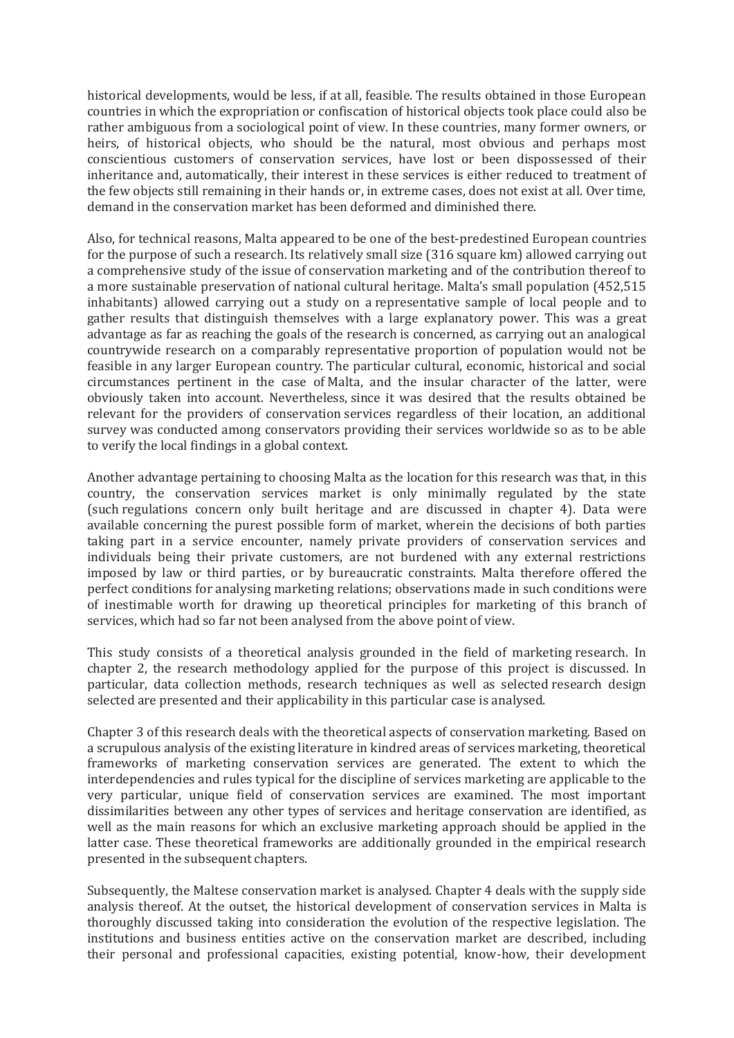historical developments, would be less, if at all, feasible. The results obtained in those European countries in which the expropriation or confiscation of historical objects took place could also be rather ambiguous from a sociological point of view. In these countries, many former owners, or heirs, of historical objects, who should be the natural, most obvious and perhaps most conscientious customers of conservation services, have lost or been dispossessed of their inheritance and, automatically, their interest in these services is either reduced to treatment of the few objects still remaining in their hands or, in extreme cases, does not exist at all. Over time, demand in the conservation market has been deformed and diminished there.

Also, for technical reasons, Malta appeared to be one of the best-predestined European countries for the purpose of such a research. Its relatively small size (316 square km) allowed carrying out a comprehensive study of the issue of conservation marketing and of the contribution thereof to a more sustainable preservation of national cultural heritage. Malta's small population (452,515 inhabitants) allowed carrying out a study on a representative sample of local people and to gather results that distinguish themselves with a large explanatory power. This was a great advantage as far as reaching the goals of the research is concerned, as carrying out an analogical countrywide research on a comparably representative proportion of population would not be feasible in any larger European country. The particular cultural, economic, historical and social circumstances pertinent in the case of Malta, and the insular character of the latter, were obviously taken into account. Nevertheless, since it was desired that the results obtained be relevant for the providers of conservation services regardless of their location, an additional survey was conducted among conservators providing their services worldwide so as to be able to verify the local findings in a global context.

Another advantage pertaining to choosing Malta as the location for this research was that, in this country, the conservation services market is only minimally regulated by the state (such regulations concern only built heritage and are discussed in chapter 4). Data were available concerning the purest possible form of market, wherein the decisions of both parties taking part in a service encounter, namely private providers of conservation services and individuals being their private customers, are not burdened with any external restrictions imposed by law or third parties, or by bureaucratic constraints. Malta therefore offered the perfect conditions for analysing marketing relations; observations made in such conditions were of inestimable worth for drawing up theoretical principles for marketing of this branch of services, which had so far not been analysed from the above point of view.

This study consists of a theoretical analysis grounded in the field of marketing research. In chapter 2, the research methodology applied for the purpose of this project is discussed. In particular, data collection methods, research techniques as well as selected research design selected are presented and their applicability in this particular case is analysed.

Chapter 3 of this research deals with the theoretical aspects of conservation marketing. Based on a scrupulous analysis of the existing literature in kindred areas of services marketing, theoretical frameworks of marketing conservation services are generated. The extent to which the interdependencies and rules typical for the discipline of services marketing are applicable to the very particular, unique field of conservation services are examined. The most important dissimilarities between any other types of services and heritage conservation are identified, as well as the main reasons for which an exclusive marketing approach should be applied in the latter case. These theoretical frameworks are additionally grounded in the empirical research presented in the subsequent chapters.

Subsequently, the Maltese conservation market is analysed. Chapter 4 deals with the supply side analysis thereof. At the outset, the historical development of conservation services in Malta is thoroughly discussed taking into consideration the evolution of the respective legislation. The institutions and business entities active on the conservation market are described, including their personal and professional capacities, existing potential, know-how, their development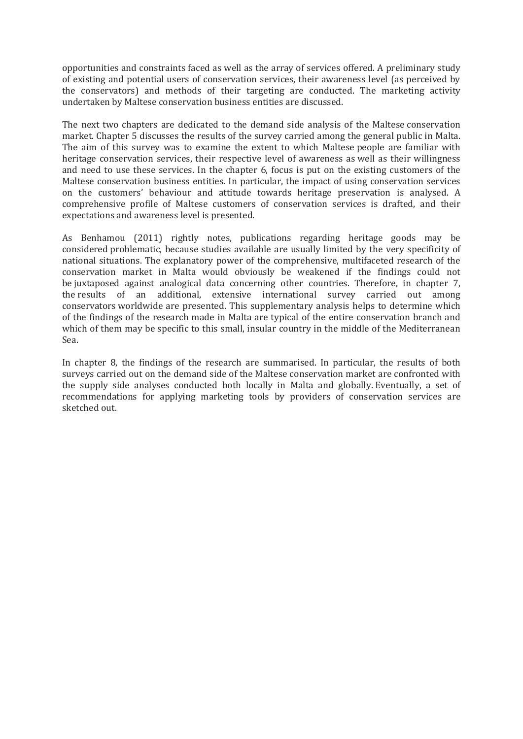opportunities and constraints faced as well as the array of services offered. A preliminary study of existing and potential users of conservation services, their awareness level (as perceived by the conservators) and methods of their targeting are conducted. The marketing activity undertaken by Maltese conservation business entities are discussed.

The next two chapters are dedicated to the demand side analysis of the Maltese conservation market. Chapter 5 discusses the results of the survey carried among the general public in Malta. The aim of this survey was to examine the extent to which Maltese people are familiar with heritage conservation services, their respective level of awareness as well as their willingness and need to use these services. In the chapter 6, focus is put on the existing customers of the Maltese conservation business entities. In particular, the impact of using conservation services on the customers' behaviour and attitude towards heritage preservation is analysed. A comprehensive profile of Maltese customers of conservation services is drafted, and their expectations and awareness level is presented.

As Benhamou (2011) rightly notes, publications regarding heritage goods may be considered problematic, because studies available are usually limited by the very specificity of national situations. The explanatory power of the comprehensive, multifaceted research of the conservation market in Malta would obviously be weakened if the findings could not be juxtaposed against analogical data concerning other countries. Therefore, in chapter 7, the results of an additional, extensive international survey carried out among conservators worldwide are presented. This supplementary analysis helps to determine which of the findings of the research made in Malta are typical of the entire conservation branch and which of them may be specific to this small, insular country in the middle of the Mediterranean Sea.

In chapter 8, the findings of the research are summarised. In particular, the results of both surveys carried out on the demand side of the Maltese conservation market are confronted with the supply side analyses conducted both locally in Malta and globally. Eventually, a set of recommendations for applying marketing tools by providers of conservation services are sketched out.